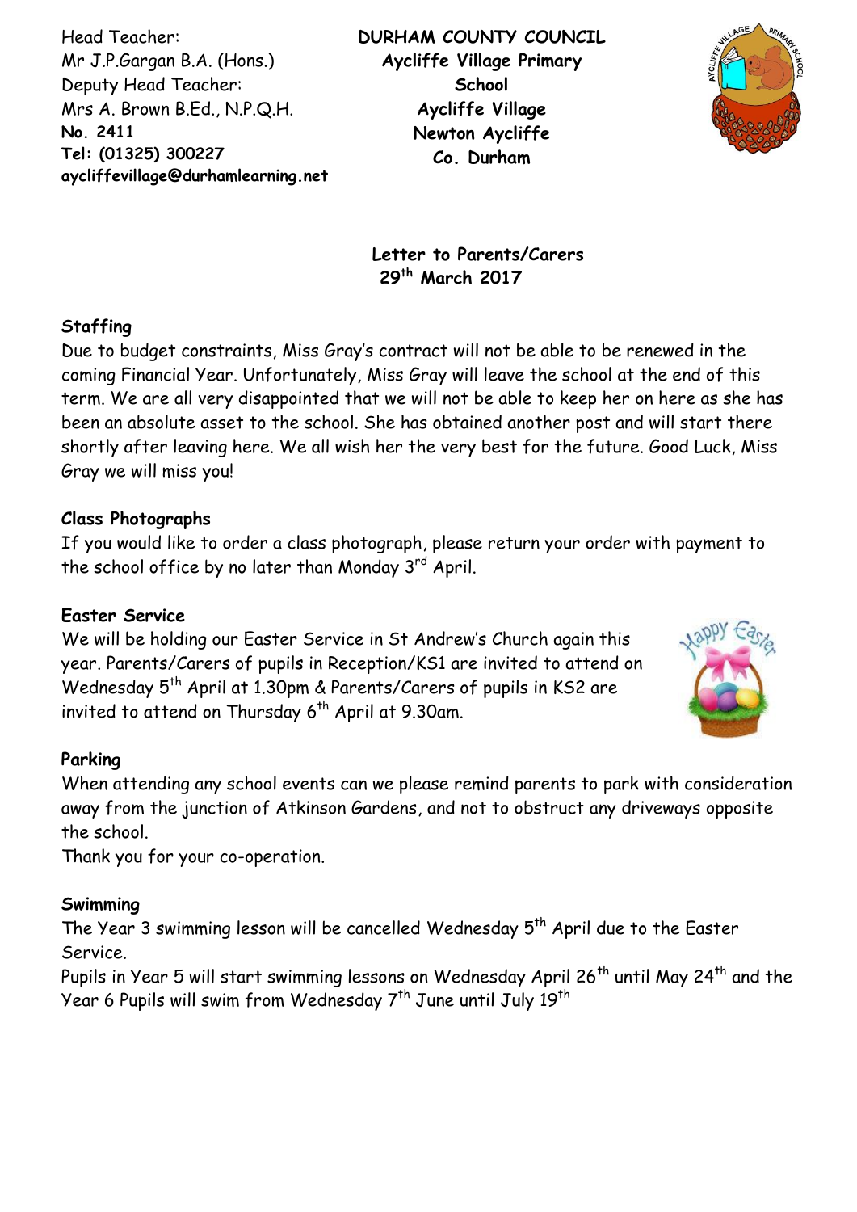Head Teacher:
Mr J.P.Gargan B.A. (Hons.)
Deputy Head Teacher:
Mrs A. Brown B.Ed., N.P.Q.H.
**No. 2411**
**Tel: (01325) 300227**
**aycliffevillage@durhamlearning.net**

**DURHAM COUNTY COUNCIL**
**Aycliffe Village Primary School**
**Aycliffe Village**
**Newton Aycliffe**
**Co. Durham**

**Letter to Parents/Carers**
**29th March 2017**

### Staffing

Due to budget constraints, Miss Gray's contract will not be able to be renewed in the coming Financial Year. Unfortunately, Miss Gray will leave the school at the end of this term. We are all very disappointed that we will not be able to keep her on here as she has been an absolute asset to the school. She has obtained another post and will start there shortly after leaving here. We all wish her the very best for the future. Good Luck, Miss Gray we will miss you!

### Class Photographs

If you would like to order a class photograph, please return your order with payment to the school office by no later than Monday 3rd April.

### Easter Service

We will be holding our Easter Service in St Andrew's Church again this year. Parents/Carers of pupils in Reception/KS1 are invited to attend on Wednesday 5th April at 1.30pm & Parents/Carers of pupils in KS2 are invited to attend on Thursday 6th April at 9.30am.

### Parking

When attending any school events can we please remind parents to park with consideration away from the junction of Atkinson Gardens, and not to obstruct any driveways opposite the school.

Thank you for your co-operation.

### Swimming

The Year 3 swimming lesson will be cancelled Wednesday 5th April due to the Easter Service.

Pupils in Year 5 will start swimming lessons on Wednesday April 26th until May 24th and the Year 6 Pupils will swim from Wednesday 7th June until July 19th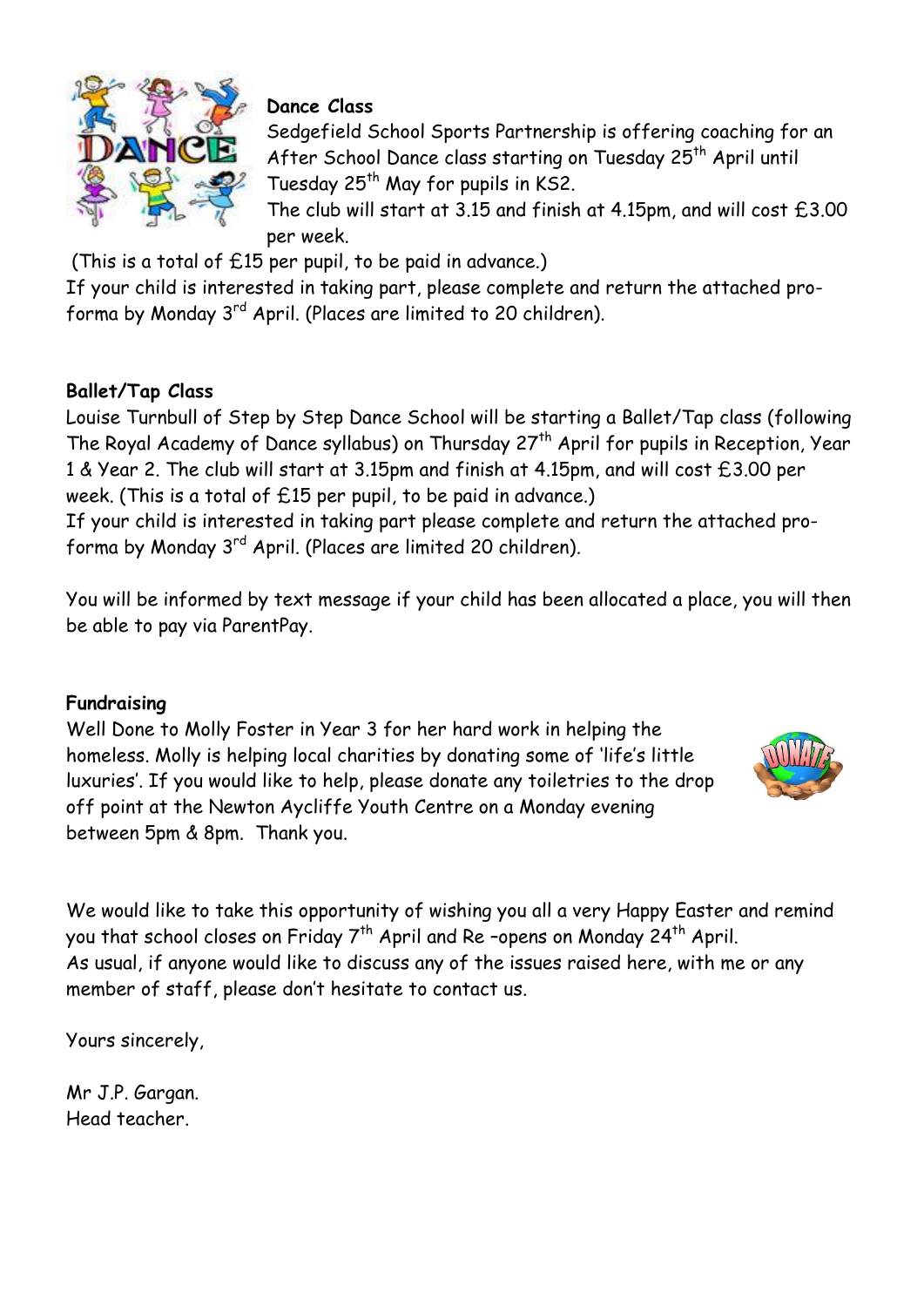**Dance Class**

Sedgefield School Sports Partnership is offering coaching for an After School Dance class starting on Tuesday 25th April until Tuesday 25th May for pupils in KS2.

The club will start at 3.15 and finish at 4.15pm, and will cost £3.00 per week.

(This is a total of £15 per pupil, to be paid in advance.)

If your child is interested in taking part, please complete and return the attached pro-forma by Monday 3rd April. (Places are limited to 20 children).

**Ballet/Tap Class**

Louise Turnbull of Step by Step Dance School will be starting a Ballet/Tap class (following The Royal Academy of Dance syllabus) on Thursday 27th April for pupils in Reception, Year 1 & Year 2. The club will start at 3.15pm and finish at 4.15pm, and will cost £3.00 per week. (This is a total of £15 per pupil, to be paid in advance.)

If your child is interested in taking part please complete and return the attached pro-forma by Monday 3rd April. (Places are limited 20 children).

You will be informed by text message if your child has been allocated a place, you will then be able to pay via ParentPay.

**Fundraising**

Well Done to Molly Foster in Year 3 for her hard work in helping the homeless. Molly is helping local charities by donating some of 'life's little luxuries'. If you would like to help, please donate any toiletries to the drop off point at the Newton Aycliffe Youth Centre on a Monday evening between 5pm & 8pm. Thank you.

We would like to take this opportunity of wishing you all a very Happy Easter and remind you that school closes on Friday 7th April and Re –opens on Monday 24th April.

As usual, if anyone would like to discuss any of the issues raised here, with me or any member of staff, please don't hesitate to contact us.

Yours sincerely,

Mr J.P. Gargan.
Head teacher.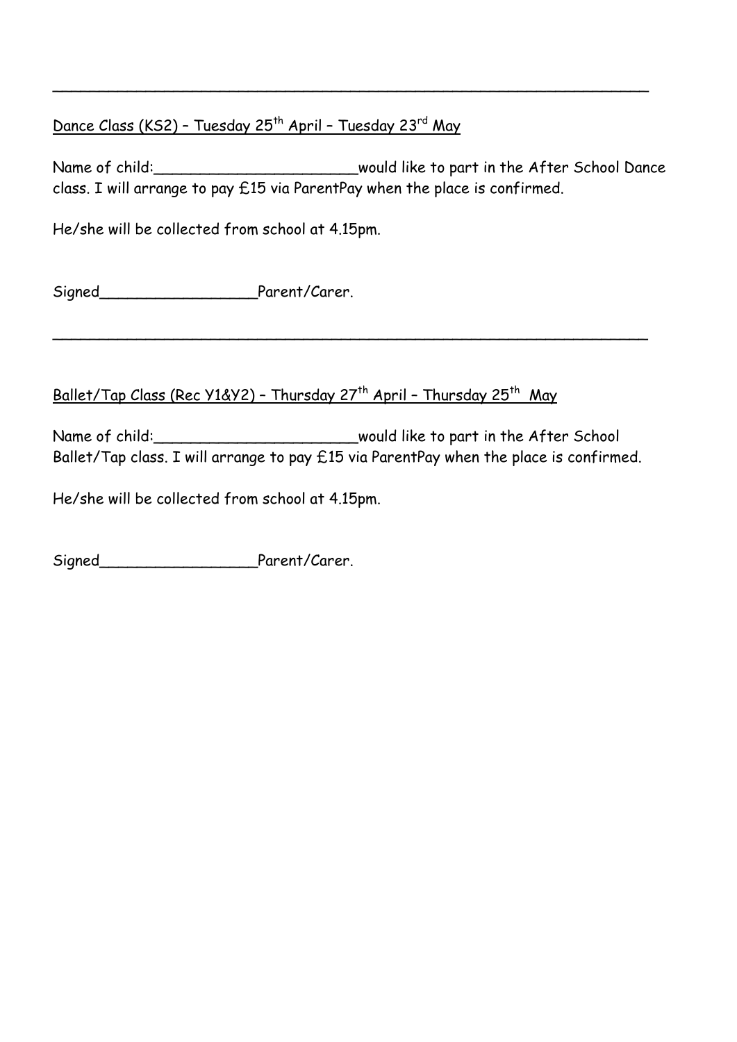---

<u>Dance Class (KS2) – Tuesday 25th April – Tuesday 23rd May</u>

Name of child:______________________would like to part in the After School Dance class. I will arrange to pay £15 via ParentPay when the place is confirmed.

He/she will be collected from school at 4.15pm.

Signed_________________Parent/Carer.

---

<u>Ballet/Tap Class (Rec Y1&Y2) – Thursday 27th April – Thursday 25th May</u>

Name of child:______________________would like to part in the After School Ballet/Tap class. I will arrange to pay £15 via ParentPay when the place is confirmed.

He/she will be collected from school at 4.15pm.

Signed_________________Parent/Carer.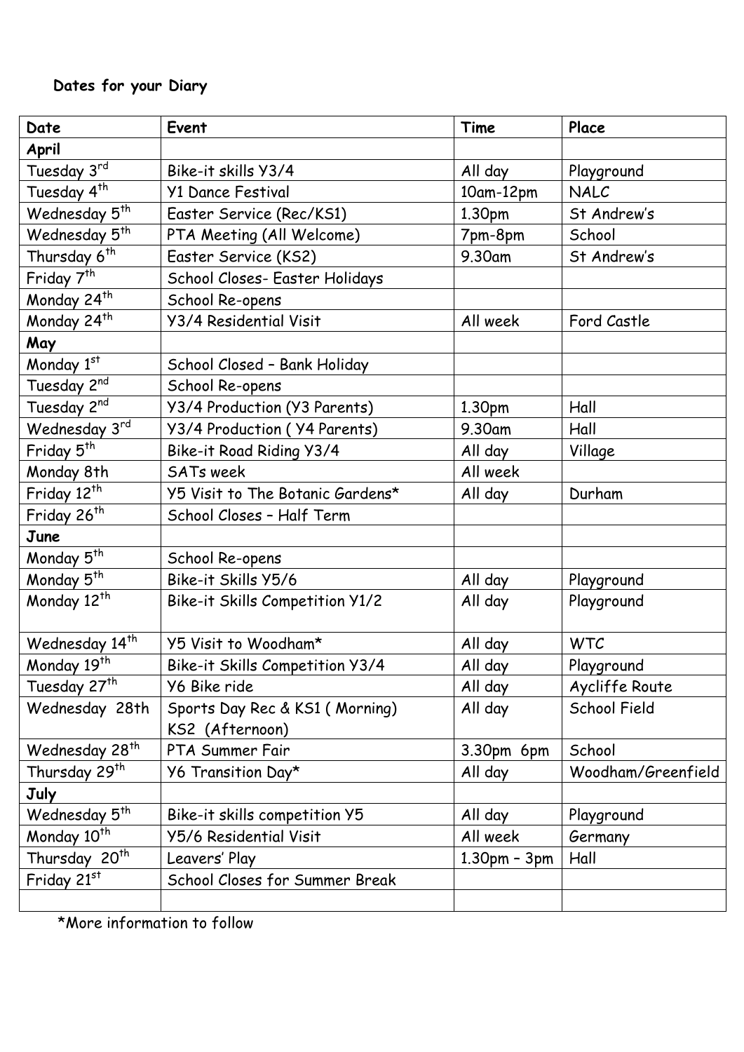**Dates for your Diary**

| Date | Event | Time | Place |
|---|---|---|---|
| **April** | | | |
| Tuesday 3rd | Bike-it skills Y3/4 | All day | Playground |
| Tuesday 4th | Y1 Dance Festival | 10am-12pm | NALC |
| Wednesday 5th | Easter Service (Rec/KS1) | 1.30pm | St Andrew's |
| Wednesday 5th | PTA Meeting (All Welcome) | 7pm-8pm | School |
| Thursday 6th | Easter Service (KS2) | 9.30am | St Andrew's |
| Friday 7th | School Closes- Easter Holidays | | |
| Monday 24th | School Re-opens | | |
| Monday 24th | Y3/4 Residential Visit | All week | Ford Castle |
| **May** | | | |
| Monday 1st | School Closed – Bank Holiday | | |
| Tuesday 2nd | School Re-opens | | |
| Tuesday 2nd | Y3/4 Production (Y3 Parents) | 1.30pm | Hall |
| Wednesday 3rd | Y3/4 Production ( Y4 Parents) | 9.30am | Hall |
| Friday 5th | Bike-it Road Riding Y3/4 | All day | Village |
| Monday 8th | SATs week | All week | |
| Friday 12th | Y5 Visit to The Botanic Gardens* | All day | Durham |
| Friday 26th | School Closes – Half Term | | |
| **June** | | | |
| Monday 5th | School Re-opens | | |
| Monday 5th | Bike-it Skills Y5/6 | All day | Playground |
| Monday 12th | Bike-it Skills Competition Y1/2 | All day | Playground |
| Wednesday 14th | Y5 Visit to Woodham* | All day | WTC |
| Monday 19th | Bike-it Skills Competition Y3/4 | All day | Playground |
| Tuesday 27th | Y6 Bike ride | All day | Aycliffe Route |
| Wednesday 28th | Sports Day Rec & KS1 ( Morning) KS2 (Afternoon) | All day | School Field |
| Wednesday 28th | PTA Summer Fair | 3.30pm 6pm | School |
| Thursday 29th | Y6 Transition Day* | All day | Woodham/Greenfield |
| **July** | | | |
| Wednesday 5th | Bike-it skills competition Y5 | All day | Playground |
| Monday 10th | Y5/6 Residential Visit | All week | Germany |
| Thursday 20th | Leavers' Play | 1.30pm – 3pm | Hall |
| Friday 21st | School Closes for Summer Break | | |
| | | | |

*More information to follow